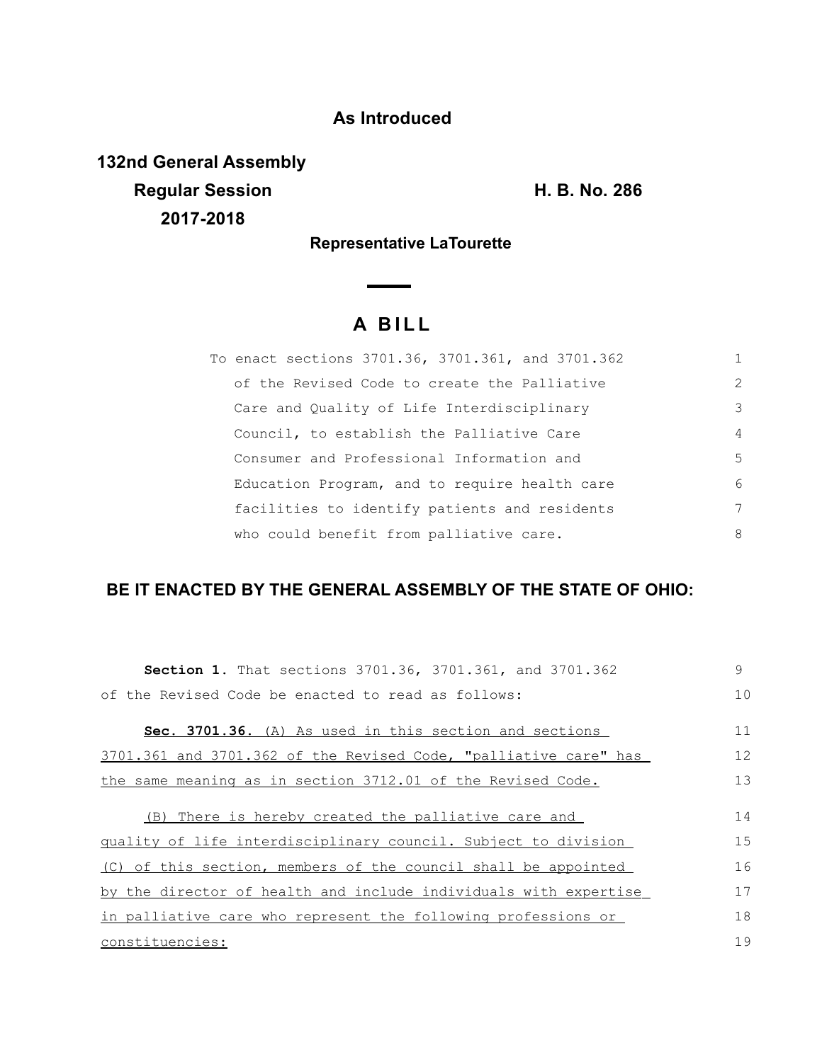**As Introduced**

**132nd General Assembly**
**Regular Session** **H. B. No. 286**
**2017-2018**

**Representative LaTourette**

# A BILL

To enact sections 3701.36, 3701.361, and 3701.362 of the Revised Code to create the Palliative Care and Quality of Life Interdisciplinary Council, to establish the Palliative Care Consumer and Professional Information and Education Program, and to require health care facilities to identify patients and residents who could benefit from palliative care.

## BE IT ENACTED BY THE GENERAL ASSEMBLY OF THE STATE OF OHIO:

**Section 1.** That sections 3701.36, 3701.361, and 3701.362 of the Revised Code be enacted to read as follows:

**Sec. 3701.36.** (A) As used in this section and sections 3701.361 and 3701.362 of the Revised Code, "palliative care" has the same meaning as in section 3712.01 of the Revised Code.

(B) There is hereby created the palliative care and quality of life interdisciplinary council. Subject to division (C) of this section, members of the council shall be appointed by the director of health and include individuals with expertise in palliative care who represent the following professions or constituencies: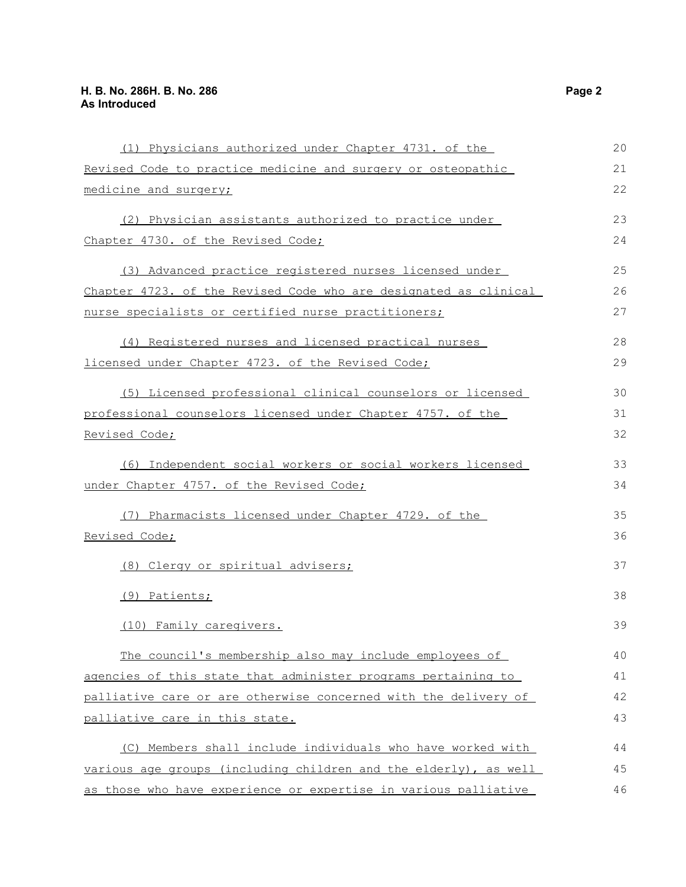(1) Physicians authorized under Chapter 4731. of the Revised Code to practice medicine and surgery or osteopathic medicine and surgery;

(2) Physician assistants authorized to practice under Chapter 4730. of the Revised Code;

(3) Advanced practice registered nurses licensed under Chapter 4723. of the Revised Code who are designated as clinical nurse specialists or certified nurse practitioners;

(4) Registered nurses and licensed practical nurses licensed under Chapter 4723. of the Revised Code;

(5) Licensed professional clinical counselors or licensed professional counselors licensed under Chapter 4757. of the Revised Code;

(6) Independent social workers or social workers licensed under Chapter 4757. of the Revised Code;

(7) Pharmacists licensed under Chapter 4729. of the Revised Code;

(8) Clergy or spiritual advisers;

(9) Patients;

(10) Family caregivers.

The council's membership also may include employees of agencies of this state that administer programs pertaining to palliative care or are otherwise concerned with the delivery of palliative care in this state.

(C) Members shall include individuals who have worked with various age groups (including children and the elderly), as well as those who have experience or expertise in various palliative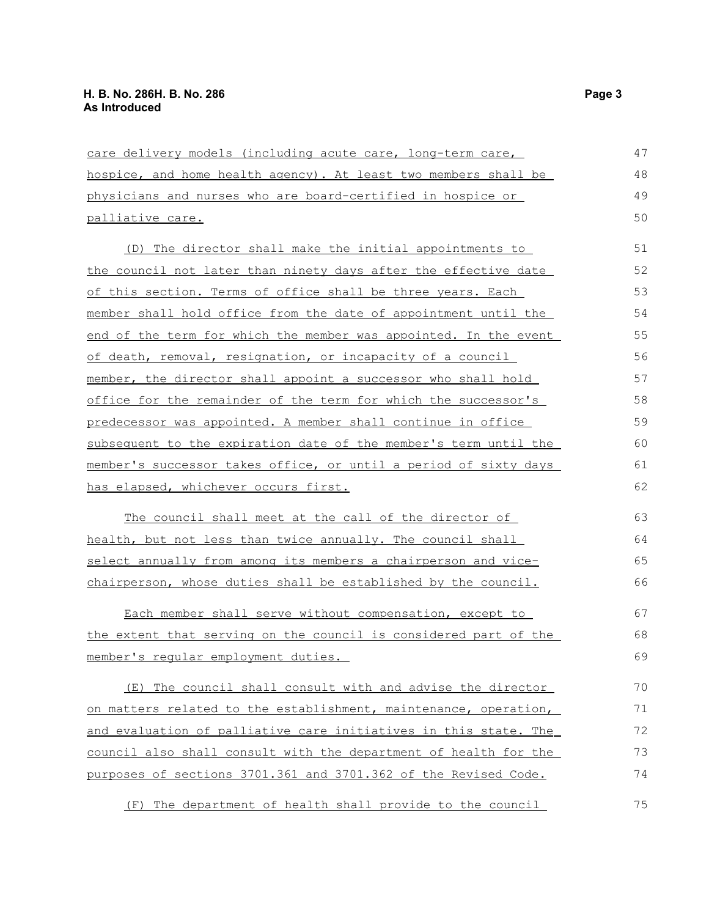care delivery models (including acute care, long-term care, hospice, and home health agency). At least two members shall be physicians and nurses who are board-certified in hospice or palliative care.

(D) The director shall make the initial appointments to the council not later than ninety days after the effective date of this section. Terms of office shall be three years. Each member shall hold office from the date of appointment until the end of the term for which the member was appointed. In the event of death, removal, resignation, or incapacity of a council member, the director shall appoint a successor who shall hold office for the remainder of the term for which the successor's predecessor was appointed. A member shall continue in office subsequent to the expiration date of the member's term until the member's successor takes office, or until a period of sixty days has elapsed, whichever occurs first.

The council shall meet at the call of the director of health, but not less than twice annually. The council shall select annually from among its members a chairperson and vice-chairperson, whose duties shall be established by the council.

Each member shall serve without compensation, except to the extent that serving on the council is considered part of the member's regular employment duties.

(E) The council shall consult with and advise the director on matters related to the establishment, maintenance, operation, and evaluation of palliative care initiatives in this state. The council also shall consult with the department of health for the purposes of sections 3701.361 and 3701.362 of the Revised Code.

(F) The department of health shall provide to the council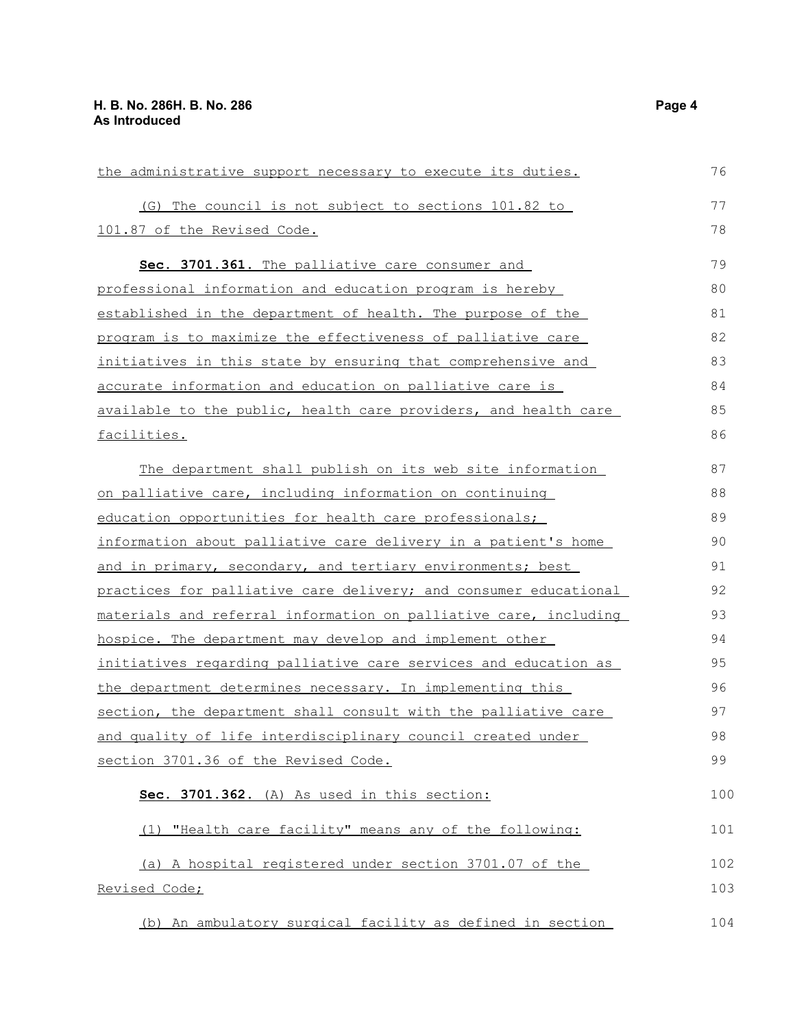the administrative support necessary to execute its duties.

(G) The council is not subject to sections 101.82 to 101.87 of the Revised Code.

**Sec. 3701.361.** The palliative care consumer and professional information and education program is hereby established in the department of health. The purpose of the program is to maximize the effectiveness of palliative care initiatives in this state by ensuring that comprehensive and accurate information and education on palliative care is available to the public, health care providers, and health care facilities.

The department shall publish on its web site information on palliative care, including information on continuing education opportunities for health care professionals; information about palliative care delivery in a patient's home and in primary, secondary, and tertiary environments; best practices for palliative care delivery; and consumer educational materials and referral information on palliative care, including hospice. The department may develop and implement other initiatives regarding palliative care services and education as the department determines necessary. In implementing this section, the department shall consult with the palliative care and quality of life interdisciplinary council created under section 3701.36 of the Revised Code.

**Sec. 3701.362.** (A) As used in this section:

(1) "Health care facility" means any of the following:

(a) A hospital registered under section 3701.07 of the Revised Code;

(b) An ambulatory surgical facility as defined in section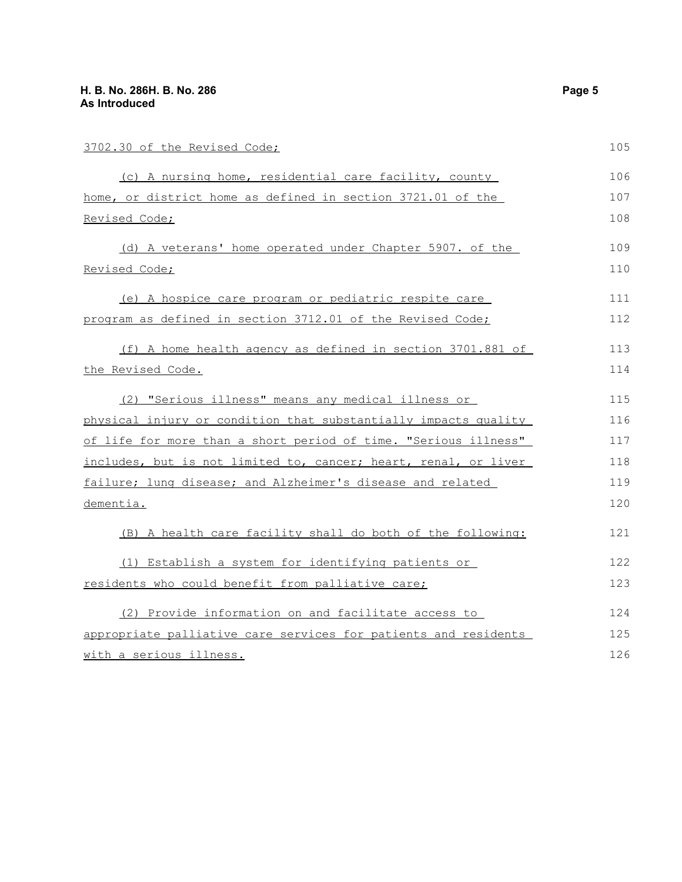3702.30 of the Revised Code;

(c) A nursing home, residential care facility, county home, or district home as defined in section 3721.01 of the Revised Code;

(d) A veterans' home operated under Chapter 5907. of the Revised Code;

(e) A hospice care program or pediatric respite care program as defined in section 3712.01 of the Revised Code;

(f) A home health agency as defined in section 3701.881 of the Revised Code.

(2) "Serious illness" means any medical illness or physical injury or condition that substantially impacts quality of life for more than a short period of time. "Serious illness" includes, but is not limited to, cancer; heart, renal, or liver failure; lung disease; and Alzheimer's disease and related dementia.

(B) A health care facility shall do both of the following:

(1) Establish a system for identifying patients or residents who could benefit from palliative care;

(2) Provide information on and facilitate access to appropriate palliative care services for patients and residents with a serious illness.